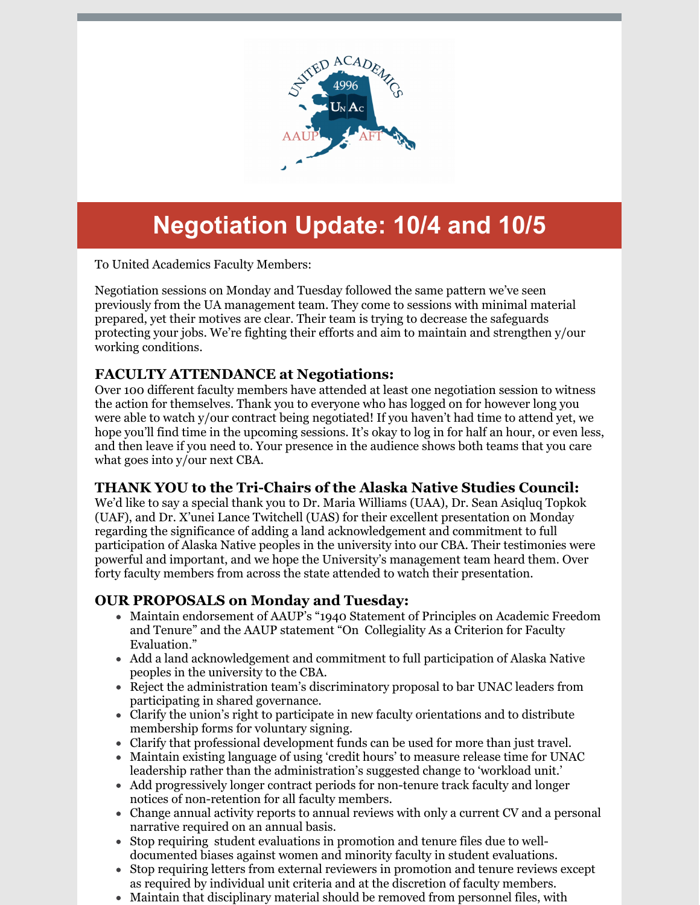# Negotiation Update: 10/4 and 10/5

To United Academics Faculty Members:

Negotiation sessions on Monday and Tuesday followed the same pattern we've seen previously from the UA management team. They come to sessions with minimal material prepared, yet their motives are clear. Their team is trying to decrease the safeguards protecting your jobs. We're fighting their efforts and aim to maintain and strengthen y/our working conditions.

### FACULTY ATTENDANCE at Negotiations:

Over 100 different faculty members have attended at least one negotiation session to witness the action for themselves. Thank you to everyone who has logged on for however long you were able to watch y/our contract being negotiated! If you haven't had time to attend yet, we hope you'll find time in the upcoming sessions. It's okay to log in for half an hour, or even less, and then leave if you need to. Your presence in the audience shows both teams that you care what goes into y/our next CBA.

### THANK YOU to the Tri-Chairs of the Alaska Native Studies Council:

We'd like to say a special thank you to Dr. Maria Williams (UAA), Dr. Sean Asiqluq Topkok (UAF), and Dr. X'unei Lance Twitchell (UAS) for their excellent presentation on Monday regarding the significance of adding a land acknowledgement and commitment to full participation of Alaska Native peoples in the university into our CBA. Their testimonies were powerful and important, and we hope the University's management team heard them. Over forty faculty members from across the state attended to watch their presentation.

### OUR PROPOSALS on Monday and Tuesday:

- Maintain endorsement of AAUP's "1940 Statement of Principles on Academic Freedom and Tenure" and the AAUP statement "On Collegiality As a Criterion for Faculty Evaluation."
- Add a land acknowledgement and commitment to full participation of Alaska Native peoples in the university to the CBA.
- Reject the administration team's discriminatory proposal to bar UNAC leaders from participating in shared governance.
- Clarify the union's right to participate in new faculty orientations and to distribute membership forms for voluntary signing.
- Clarify that professional development funds can be used for more than just travel.
- Maintain existing language of using 'credit hours' to measure release time for UNAC leadership rather than the administration's suggested change to 'workload unit.'
- Add progressively longer contract periods for non-tenure track faculty and longer notices of non-retention for all faculty members.
- Change annual activity reports to annual reviews with only a current CV and a personal narrative required on an annual basis.
- Stop requiring student evaluations in promotion and tenure files due to well-documented biases against women and minority faculty in student evaluations.
- Stop requiring letters from external reviewers in promotion and tenure reviews except as required by individual unit criteria and at the discretion of faculty members.
- Maintain that disciplinary material should be removed from personnel files, with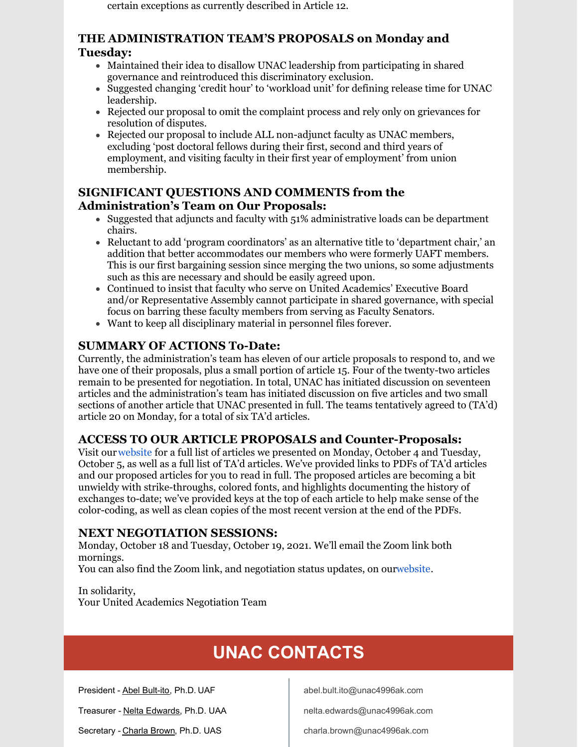certain exceptions as currently described in Article 12.

### THE ADMINISTRATION TEAM'S PROPOSALS on Monday and Tuesday:

- Maintained their idea to disallow UNAC leadership from participating in shared governance and reintroduced this discriminatory exclusion.
- Suggested changing 'credit hour' to 'workload unit' for defining release time for UNAC leadership.
- Rejected our proposal to omit the complaint process and rely only on grievances for resolution of disputes.
- Rejected our proposal to include ALL non-adjunct faculty as UNAC members, excluding 'post doctoral fellows during their first, second and third years of employment, and visiting faculty in their first year of employment' from union membership.

### SIGNIFICANT QUESTIONS AND COMMENTS from the Administration's Team on Our Proposals:

- Suggested that adjuncts and faculty with 51% administrative loads can be department chairs.
- Reluctant to add 'program coordinators' as an alternative title to 'department chair,' an addition that better accommodates our members who were formerly UAFT members. This is our first bargaining session since merging the two unions, so some adjustments such as this are necessary and should be easily agreed upon.
- Continued to insist that faculty who serve on United Academics' Executive Board and/or Representative Assembly cannot participate in shared governance, with special focus on barring these faculty members from serving as Faculty Senators.
- Want to keep all disciplinary material in personnel files forever.

### SUMMARY OF ACTIONS To-Date:

Currently, the administration's team has eleven of our article proposals to respond to, and we have one of their proposals, plus a small portion of article 15. Four of the twenty-two articles remain to be presented for negotiation. In total, UNAC has initiated discussion on seventeen articles and the administration's team has initiated discussion on five articles and two small sections of another article that UNAC presented in full. The teams tentatively agreed to (TA'd) article 20 on Monday, for a total of six TA'd articles.

### ACCESS TO OUR ARTICLE PROPOSALS and Counter-Proposals:

Visit our website for a full list of articles we presented on Monday, October 4 and Tuesday, October 5, as well as a full list of TA'd articles. We've provided links to PDFs of TA'd articles and our proposed articles for you to read in full. The proposed articles are becoming a bit unwieldy with strike-throughs, colored fonts, and highlights documenting the history of exchanges to-date; we've provided keys at the top of each article to help make sense of the color-coding, as well as clean copies of the most recent version at the end of the PDFs.

### NEXT NEGOTIATION SESSIONS:

Monday, October 18 and Tuesday, October 19, 2021. We'll email the Zoom link both mornings.
You can also find the Zoom link, and negotiation status updates, on our website.

In solidarity,
Your United Academics Negotiation Team

## UNAC CONTACTS

| | |
|---|---|
| President - Abel Bult-ito, Ph.D. UAF | abel.bult.ito@unac4996ak.com |
| Treasurer - Nelta Edwards, Ph.D. UAA | nelta.edwards@unac4996ak.com |
| Secretary - Charla Brown, Ph.D. UAS | charla.brown@unac4996ak.com |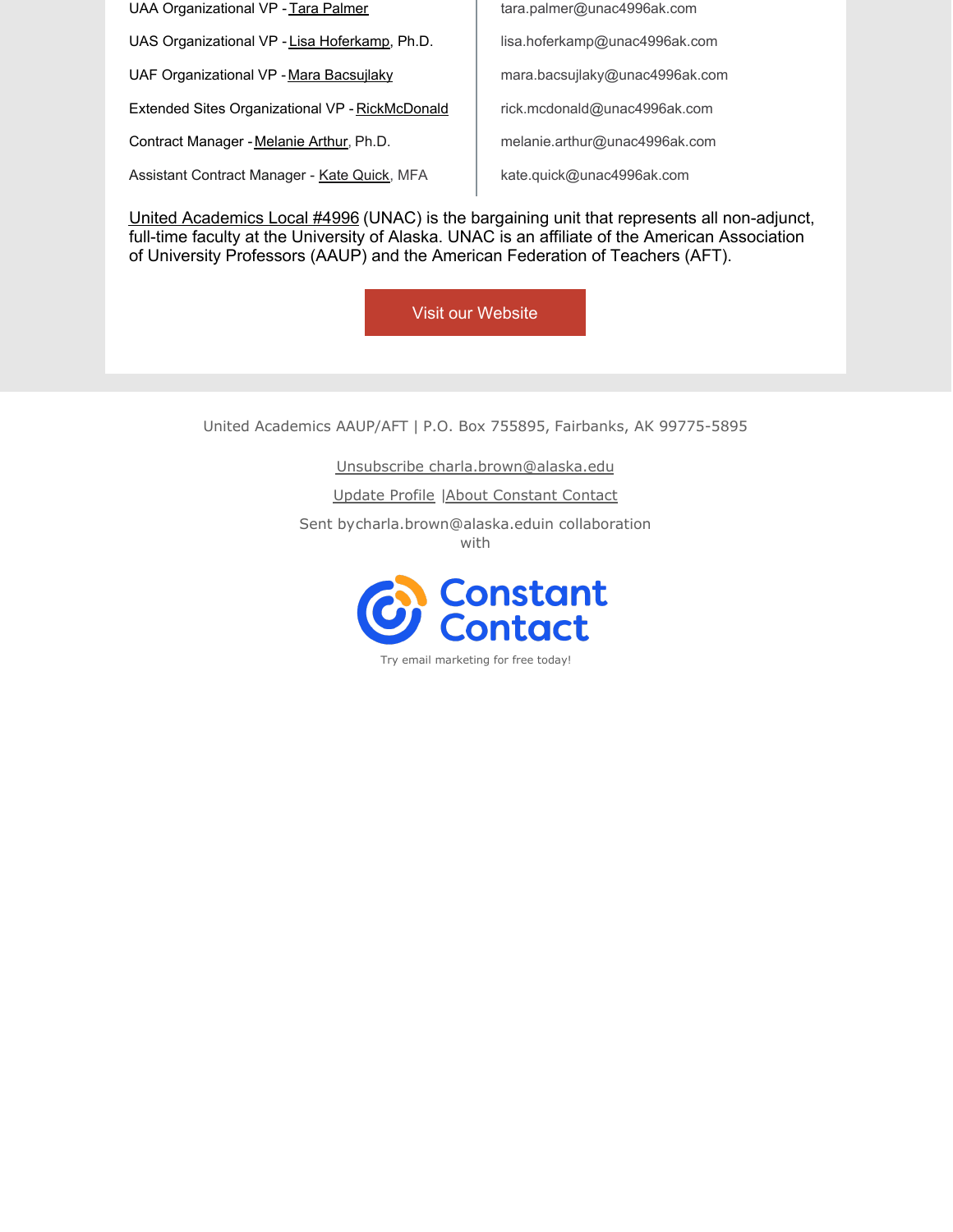| | |
|---|---|
| UAA Organizational VP - Tara Palmer | tara.palmer@unac4996ak.com |
| UAS Organizational VP - Lisa Hoferkamp, Ph.D. | lisa.hoferkamp@unac4996ak.com |
| UAF Organizational VP - Mara Bacsujlaky | mara.bacsujlaky@unac4996ak.com |
| Extended Sites Organizational VP - RickMcDonald | rick.mcdonald@unac4996ak.com |
| Contract Manager - Melanie Arthur, Ph.D. | melanie.arthur@unac4996ak.com |
| Assistant Contract Manager - Kate Quick, MFA | kate.quick@unac4996ak.com |

United Academics Local #4996 (UNAC) is the bargaining unit that represents all non-adjunct, full-time faculty at the University of Alaska. UNAC is an affiliate of the American Association of University Professors (AAUP) and the American Federation of Teachers (AFT).

Visit our Website

United Academics AAUP/AFT | P.O. Box 755895, Fairbanks, AK 99775-5895

Unsubscribe charla.brown@alaska.edu

Update Profile |About Constant Contact

Sent bycharla.brown@alaska.eduin collaboration with

Constant Contact

Try email marketing for free today!